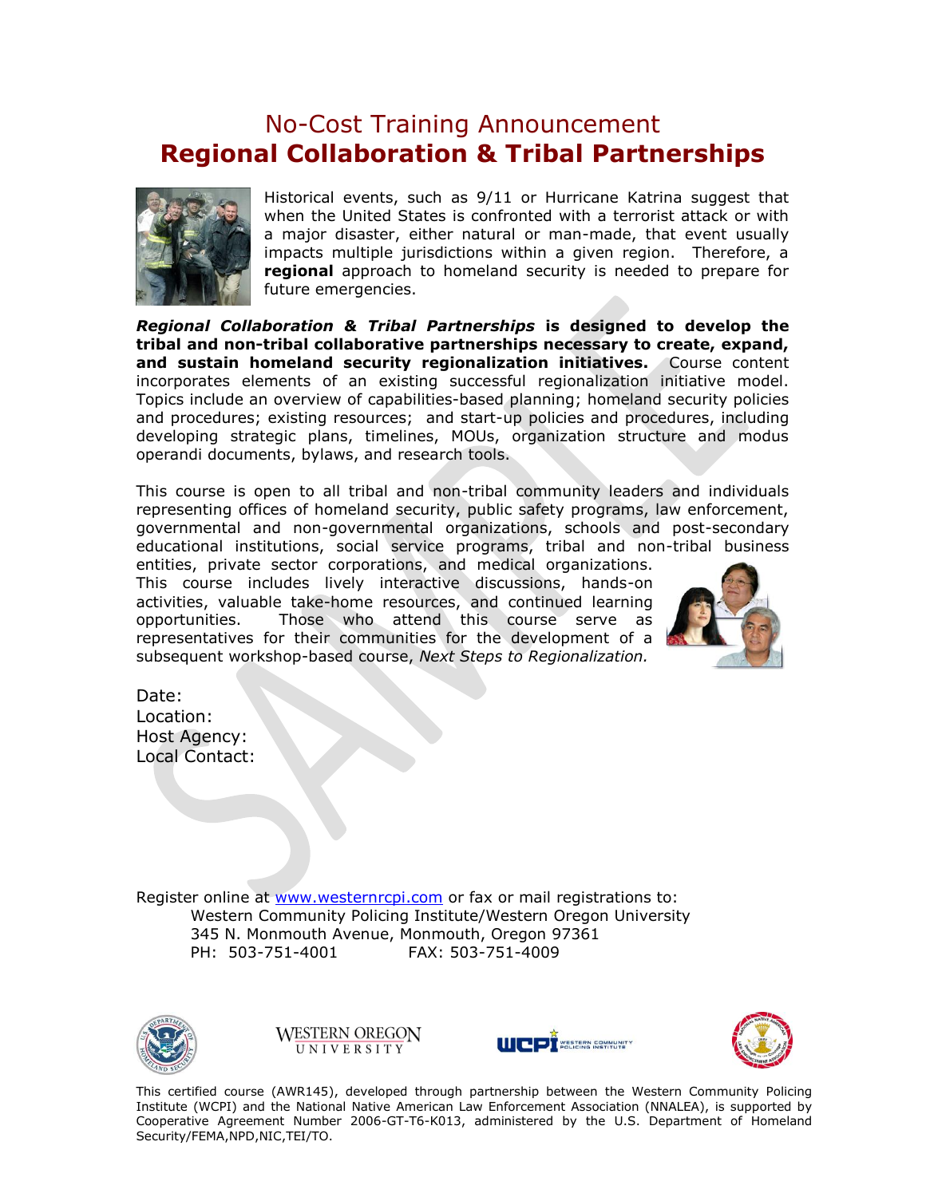# No-Cost Training Announcement
## Regional Collaboration & Tribal Partnerships

Historical events, such as 9/11 or Hurricane Katrina suggest that when the United States is confronted with a terrorist attack or with a major disaster, either natural or man-made, that event usually impacts multiple jurisdictions within a given region. Therefore, a **regional** approach to homeland security is needed to prepare for future emergencies.

***Regional Collaboration & Tribal Partnerships*** **is designed to develop the tribal and non-tribal collaborative partnerships necessary to create, expand, and sustain homeland security regionalization initiatives.** Course content incorporates elements of an existing successful regionalization initiative model. Topics include an overview of capabilities-based planning; homeland security policies and procedures; existing resources; and start-up policies and procedures, including developing strategic plans, timelines, MOUs, organization structure and modus operandi documents, bylaws, and research tools.

This course is open to all tribal and non-tribal community leaders and individuals representing offices of homeland security, public safety programs, law enforcement, governmental and non-governmental organizations, schools and post-secondary educational institutions, social service programs, tribal and non-tribal business entities, private sector corporations, and medical organizations. This course includes lively interactive discussions, hands-on activities, valuable take-home resources, and continued learning opportunities. Those who attend this course serve as representatives for their communities for the development of a subsequent workshop-based course, *Next Steps to Regionalization.*

Date:
Location:
Host Agency:
Local Contact:

Register online at www.westernrcpi.com or fax or mail registrations to:

Western Community Policing Institute/Western Oregon University
345 N. Monmouth Avenue, Monmouth, Oregon 97361
PH: 503-751-4001 FAX: 503-751-4009

This certified course (AWR145), developed through partnership between the Western Community Policing Institute (WCPI) and the National Native American Law Enforcement Association (NNALEA), is supported by Cooperative Agreement Number 2006-GT-T6-K013, administered by the U.S. Department of Homeland Security/FEMA,NPD,NIC,TEI/TO.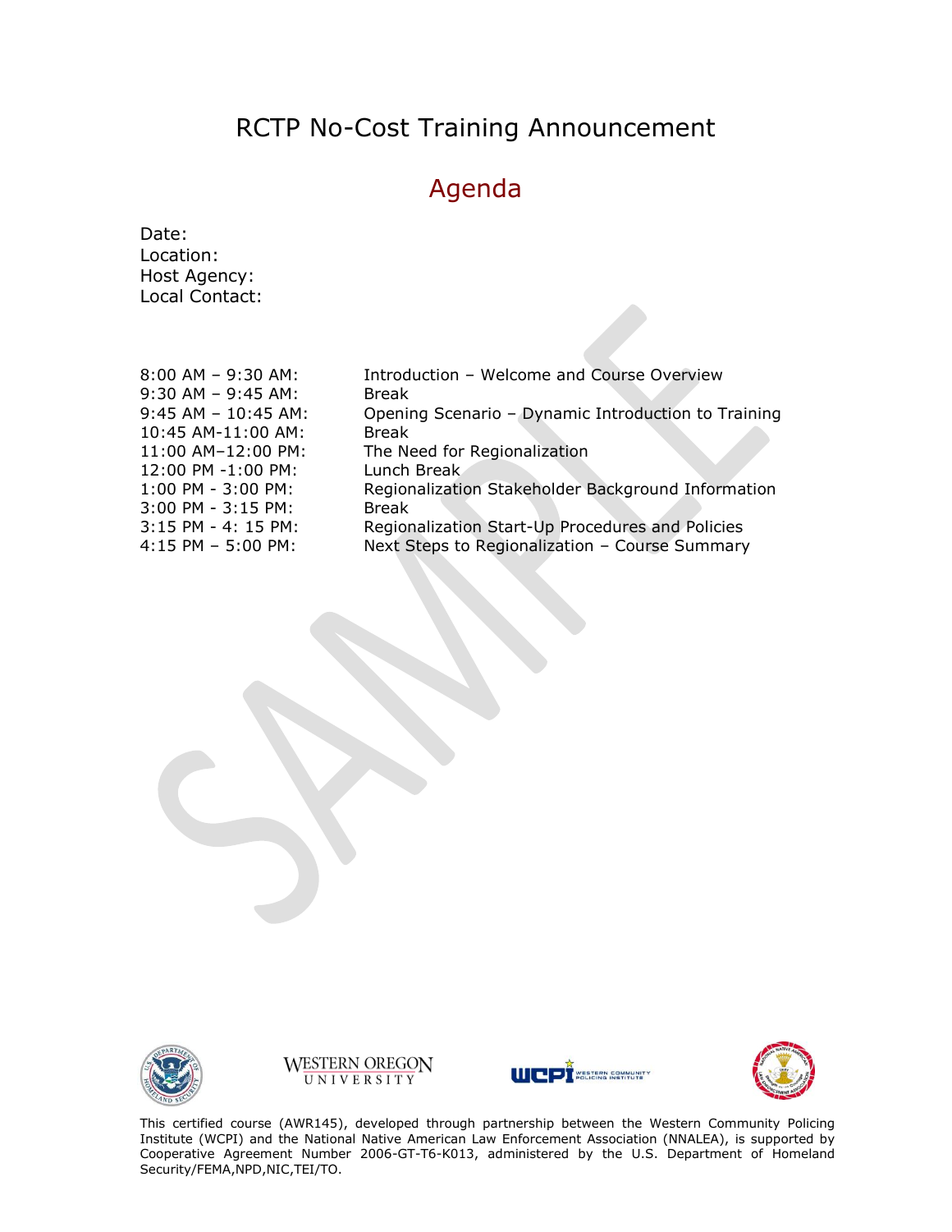# RCTP No-Cost Training Announcement

## Agenda

Date:
Location:
Host Agency:
Local Contact:

| | |
|---|---|
| 8:00 AM – 9:30 AM: | Introduction – Welcome and Course Overview |
| 9:30 AM – 9:45 AM: | Break |
| 9:45 AM – 10:45 AM: | Opening Scenario – Dynamic Introduction to Training |
| 10:45 AM-11:00 AM: | Break |
| 11:00 AM–12:00 PM: | The Need for Regionalization |
| 12:00 PM -1:00 PM: | Lunch Break |
| 1:00 PM - 3:00 PM: | Regionalization Stakeholder Background Information |
| 3:00 PM - 3:15 PM: | Break |
| 3:15 PM - 4: 15 PM: | Regionalization Start-Up Procedures and Policies |
| 4:15 PM – 5:00 PM: | Next Steps to Regionalization – Course Summary |

This certified course (AWR145), developed through partnership between the Western Community Policing Institute (WCPI) and the National Native American Law Enforcement Association (NNALEA), is supported by Cooperative Agreement Number 2006-GT-T6-K013, administered by the U.S. Department of Homeland Security/FEMA,NPD,NIC,TEI/TO.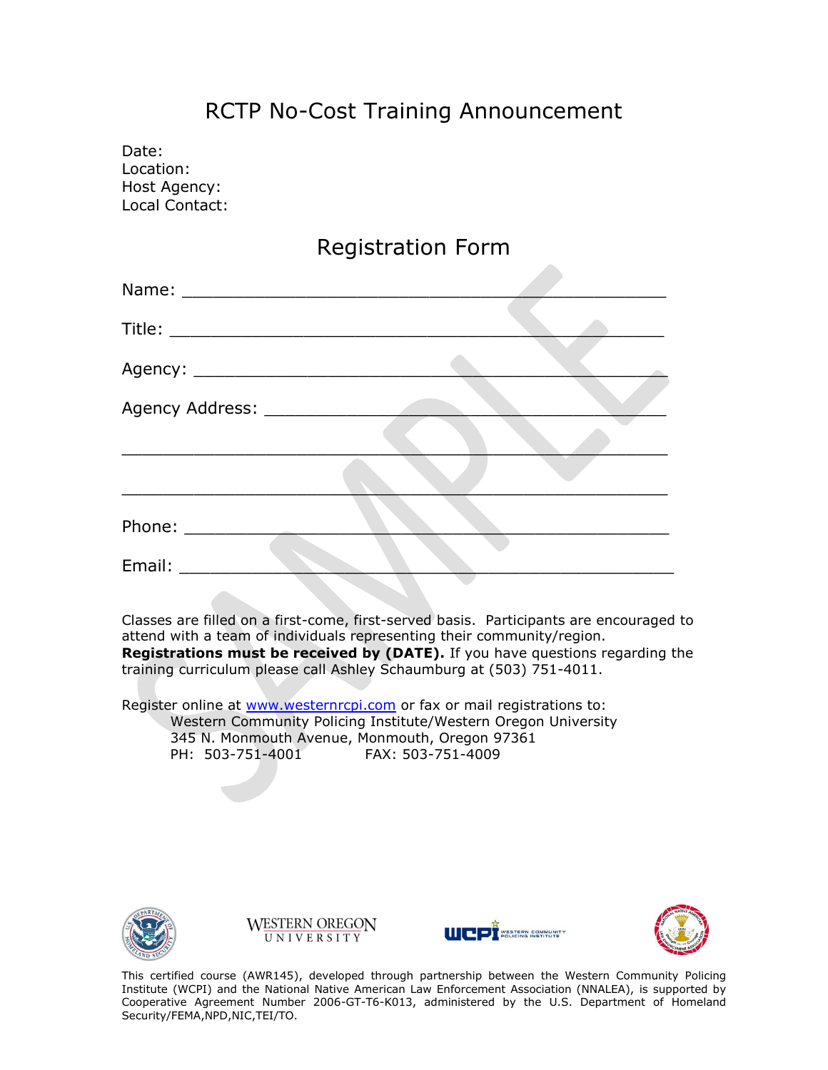# RCTP No-Cost Training Announcement

Date:
Location:
Host Agency:
Local Contact:

## Registration Form

Name: ______________________________________________

Title: ______________________________________________

Agency: ______________________________________________

Agency Address: ______________________________________

______________________________________________________

______________________________________________________

Phone: ______________________________________________

Email: ______________________________________________

Classes are filled on a first-come, first-served basis. Participants are encouraged to attend with a team of individuals representing their community/region. **Registrations must be received by (DATE).** If you have questions regarding the training curriculum please call Ashley Schaumburg at (503) 751-4011.

Register online at [www.westernrcpi.com](http://www.westernrcpi.com) or fax or mail registrations to:
Western Community Policing Institute/Western Oregon University
345 N. Monmouth Avenue, Monmouth, Oregon 97361
PH: 503-751-4001 FAX: 503-751-4009

This certified course (AWR145), developed through partnership between the Western Community Policing Institute (WCPI) and the National Native American Law Enforcement Association (NNALEA), is supported by Cooperative Agreement Number 2006-GT-T6-K013, administered by the U.S. Department of Homeland Security/FEMA,NPD,NIC,TEI/TO.